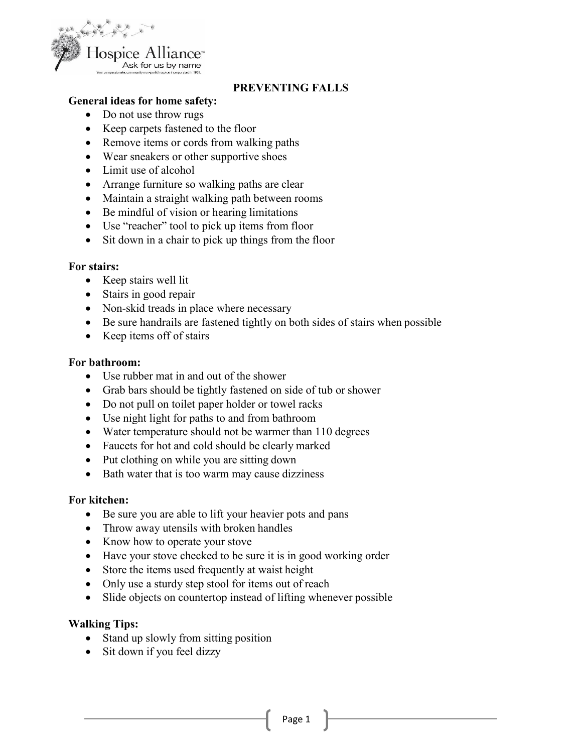Hospice Alliance™
Ask for us by name
Your compassionate, community non-profit hospice, incorporated in 1981.

# PREVENTING FALLS

**General ideas for home safety:**

- Do not use throw rugs
- Keep carpets fastened to the floor
- Remove items or cords from walking paths
- Wear sneakers or other supportive shoes
- Limit use of alcohol
- Arrange furniture so walking paths are clear
- Maintain a straight walking path between rooms
- Be mindful of vision or hearing limitations
- Use "reacher" tool to pick up items from floor
- Sit down in a chair to pick up things from the floor

**For stairs:**

- Keep stairs well lit
- Stairs in good repair
- Non-skid treads in place where necessary
- Be sure handrails are fastened tightly on both sides of stairs when possible
- Keep items off of stairs

**For bathroom:**

- Use rubber mat in and out of the shower
- Grab bars should be tightly fastened on side of tub or shower
- Do not pull on toilet paper holder or towel racks
- Use night light for paths to and from bathroom
- Water temperature should not be warmer than 110 degrees
- Faucets for hot and cold should be clearly marked
- Put clothing on while you are sitting down
- Bath water that is too warm may cause dizziness

**For kitchen:**

- Be sure you are able to lift your heavier pots and pans
- Throw away utensils with broken handles
- Know how to operate your stove
- Have your stove checked to be sure it is in good working order
- Store the items used frequently at waist height
- Only use a sturdy step stool for items out of reach
- Slide objects on countertop instead of lifting whenever possible

**Walking Tips:**

- Stand up slowly from sitting position
- Sit down if you feel dizzy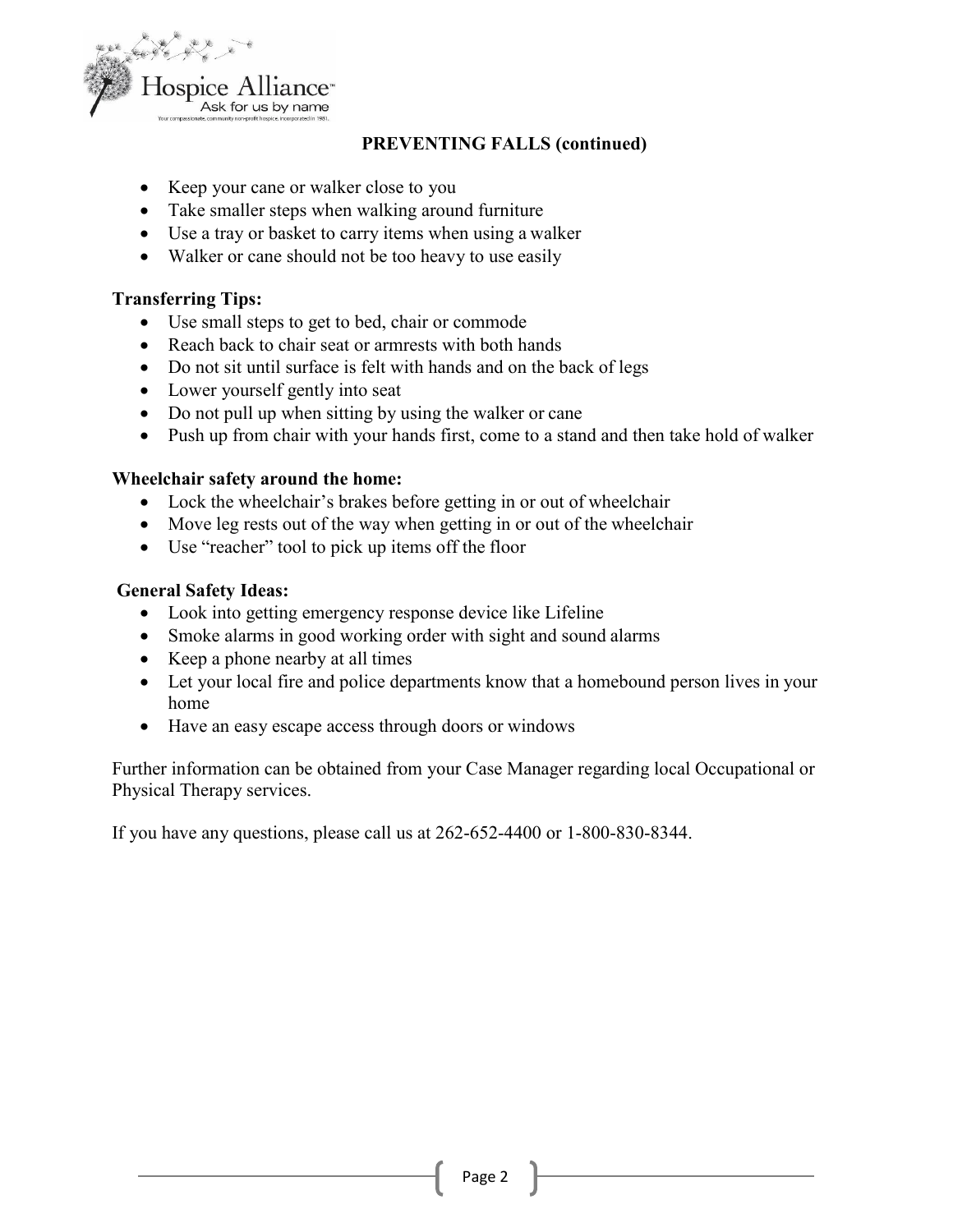**PREVENTING FALLS (continued)**

- Keep your cane or walker close to you
- Take smaller steps when walking around furniture
- Use a tray or basket to carry items when using a walker
- Walker or cane should not be too heavy to use easily

**Transferring Tips:**

- Use small steps to get to bed, chair or commode
- Reach back to chair seat or armrests with both hands
- Do not sit until surface is felt with hands and on the back of legs
- Lower yourself gently into seat
- Do not pull up when sitting by using the walker or cane
- Push up from chair with your hands first, come to a stand and then take hold of walker

**Wheelchair safety around the home:**

- Lock the wheelchair's brakes before getting in or out of wheelchair
- Move leg rests out of the way when getting in or out of the wheelchair
- Use "reacher" tool to pick up items off the floor

**General Safety Ideas:**

- Look into getting emergency response device like Lifeline
- Smoke alarms in good working order with sight and sound alarms
- Keep a phone nearby at all times
- Let your local fire and police departments know that a homebound person lives in your home
- Have an easy escape access through doors or windows

Further information can be obtained from your Case Manager regarding local Occupational or Physical Therapy services.

If you have any questions, please call us at 262-652-4400 or 1-800-830-8344.